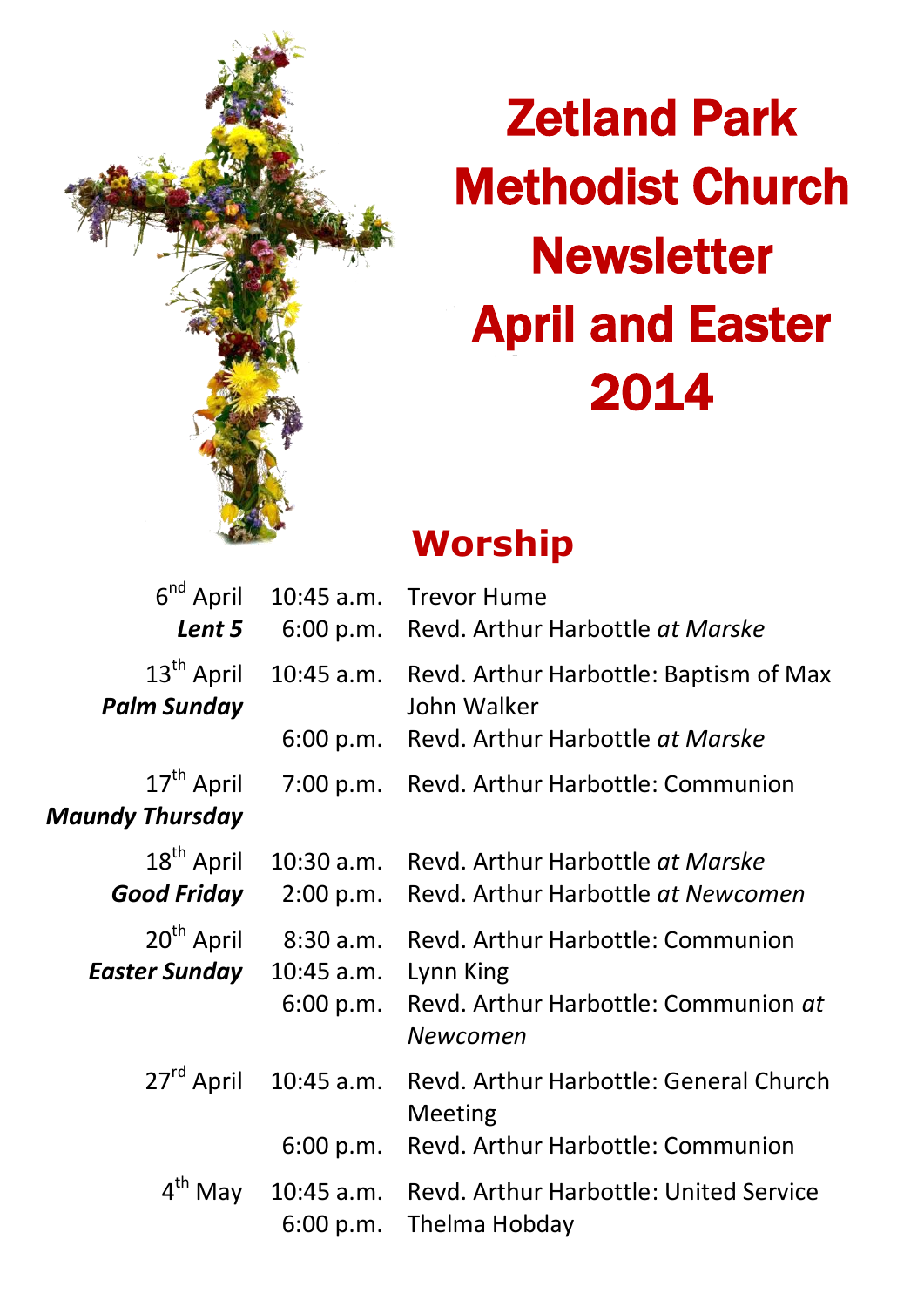# Zetland Park Methodist Church Newsletter April and Easter 2014

## Worship

| Date | Time | Service |
|---|---|---|
| 6th April<br>***Lent 5*** | 10:45 a.m. | Trevor Hume |
| | 6:00 p.m. | Revd. Arthur Harbottle *at Marske* |
| 13th April<br>***Palm Sunday*** | 10:45 a.m. | Revd. Arthur Harbottle: Baptism of Max John Walker |
| | 6:00 p.m. | Revd. Arthur Harbottle *at Marske* |
| 17th April<br>***Maundy Thursday*** | 7:00 p.m. | Revd. Arthur Harbottle: Communion |
| 18th April<br>***Good Friday*** | 10:30 a.m. | Revd. Arthur Harbottle *at Marske* |
| | 2:00 p.m. | Revd. Arthur Harbottle *at Newcomen* |
| 20th April<br>***Easter Sunday*** | 8:30 a.m. | Revd. Arthur Harbottle: Communion |
| | 10:45 a.m. | Lynn King |
| | 6:00 p.m. | Revd. Arthur Harbottle: Communion *at Newcomen* |
| 27th April | 10:45 a.m. | Revd. Arthur Harbottle: General Church Meeting |
| | 6:00 p.m. | Revd. Arthur Harbottle: Communion |
| 4th May | 10:45 a.m. | Revd. Arthur Harbottle: United Service |
| | 6:00 p.m. | Thelma Hobday |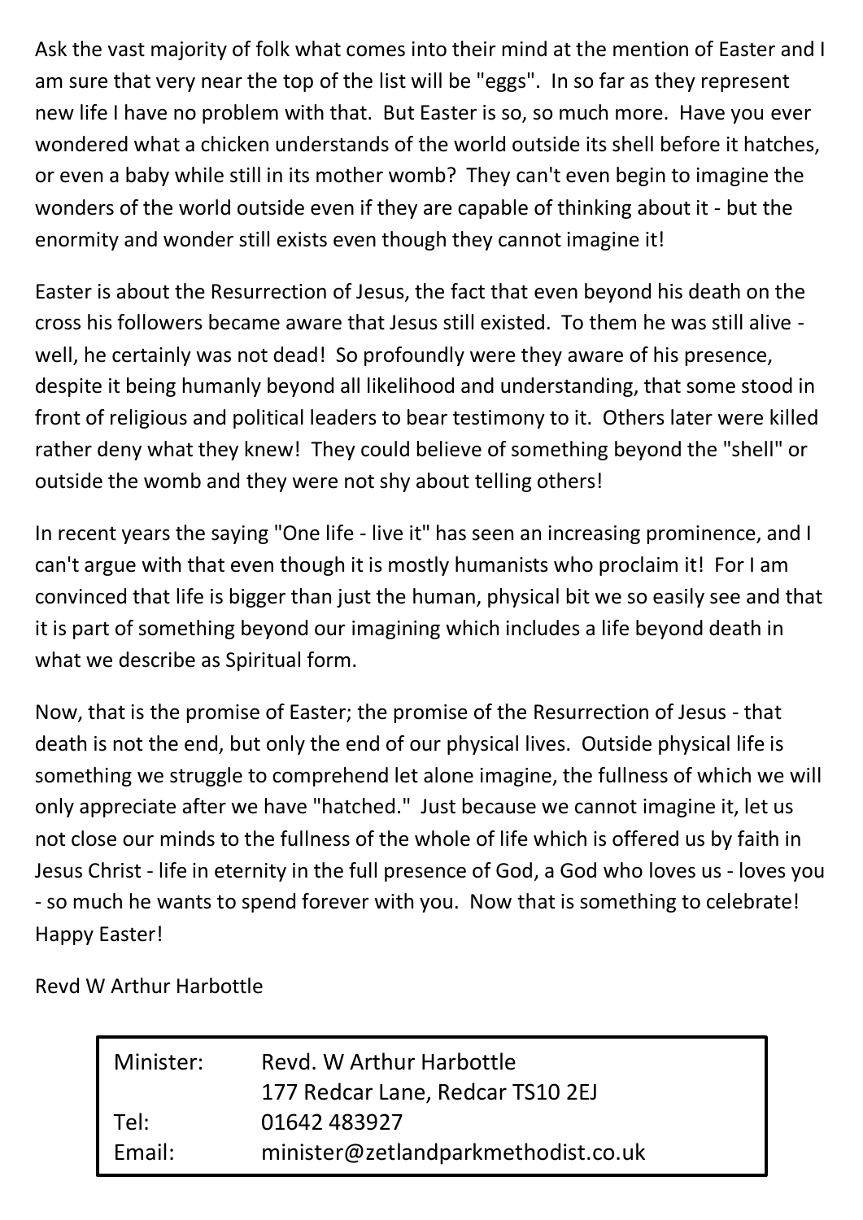Ask the vast majority of folk what comes into their mind at the mention of Easter and I am sure that very near the top of the list will be "eggs". In so far as they represent new life I have no problem with that. But Easter is so, so much more. Have you ever wondered what a chicken understands of the world outside its shell before it hatches, or even a baby while still in its mother womb? They can't even begin to imagine the wonders of the world outside even if they are capable of thinking about it - but the enormity and wonder still exists even though they cannot imagine it!

Easter is about the Resurrection of Jesus, the fact that even beyond his death on the cross his followers became aware that Jesus still existed. To them he was still alive - well, he certainly was not dead! So profoundly were they aware of his presence, despite it being humanly beyond all likelihood and understanding, that some stood in front of religious and political leaders to bear testimony to it. Others later were killed rather deny what they knew! They could believe of something beyond the "shell" or outside the womb and they were not shy about telling others!

In recent years the saying "One life - live it" has seen an increasing prominence, and I can't argue with that even though it is mostly humanists who proclaim it! For I am convinced that life is bigger than just the human, physical bit we so easily see and that it is part of something beyond our imagining which includes a life beyond death in what we describe as Spiritual form.

Now, that is the promise of Easter; the promise of the Resurrection of Jesus - that death is not the end, but only the end of our physical lives. Outside physical life is something we struggle to comprehend let alone imagine, the fullness of which we will only appreciate after we have "hatched." Just because we cannot imagine it, let us not close our minds to the fullness of the whole of life which is offered us by faith in Jesus Christ - life in eternity in the full presence of God, a God who loves us - loves you - so much he wants to spend forever with you. Now that is something to celebrate! Happy Easter!

Revd W Arthur Harbottle

| | |
|---|---|
| Minister: | Revd. W Arthur Harbottle |
| | 177 Redcar Lane, Redcar TS10 2EJ |
| Tel: | 01642 483927 |
| Email: | minister@zetlandparkmethodist.co.uk |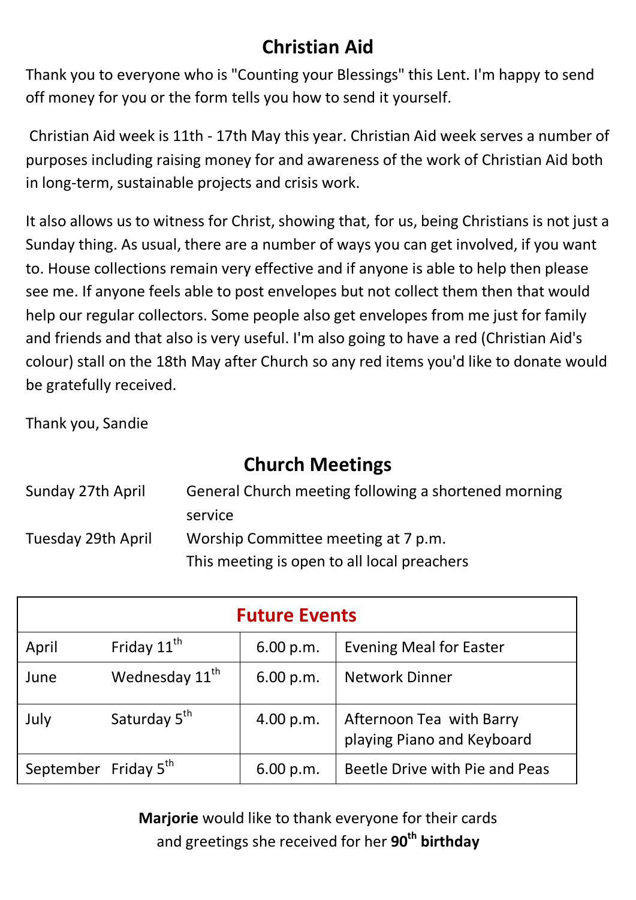## Christian Aid

Thank you to everyone who is "Counting your Blessings" this Lent. I'm happy to send off money for you or the form tells you how to send it yourself.

Christian Aid week is 11th - 17th May this year. Christian Aid week serves a number of purposes including raising money for and awareness of the work of Christian Aid both in long-term, sustainable projects and crisis work.

It also allows us to witness for Christ, showing that, for us, being Christians is not just a Sunday thing. As usual, there are a number of ways you can get involved, if you want to. House collections remain very effective and if anyone is able to help then please see me. If anyone feels able to post envelopes but not collect them then that would help our regular collectors. Some people also get envelopes from me just for family and friends and that also is very useful. I'm also going to have a red (Christian Aid's colour) stall on the 18th May after Church so any red items you'd like to donate would be gratefully received.

Thank you, Sandie

## Church Meetings

| | |
|---|---|
| Sunday 27th April | General Church meeting following a shortened morning service |
| Tuesday 29th April | Worship Committee meeting at 7 p.m. This meeting is open to all local preachers |

| Future Events | | | |
|---|---|---|---|
| April | Friday 11th | 6.00 p.m. | Evening Meal for Easter |
| June | Wednesday 11th | 6.00 p.m. | Network Dinner |
| July | Saturday 5th | 4.00 p.m. | Afternoon Tea with Barry playing Piano and Keyboard |
| September | Friday 5th | 6.00 p.m. | Beetle Drive with Pie and Peas |

**Marjorie** would like to thank everyone for their cards and greetings she received for her **90th birthday**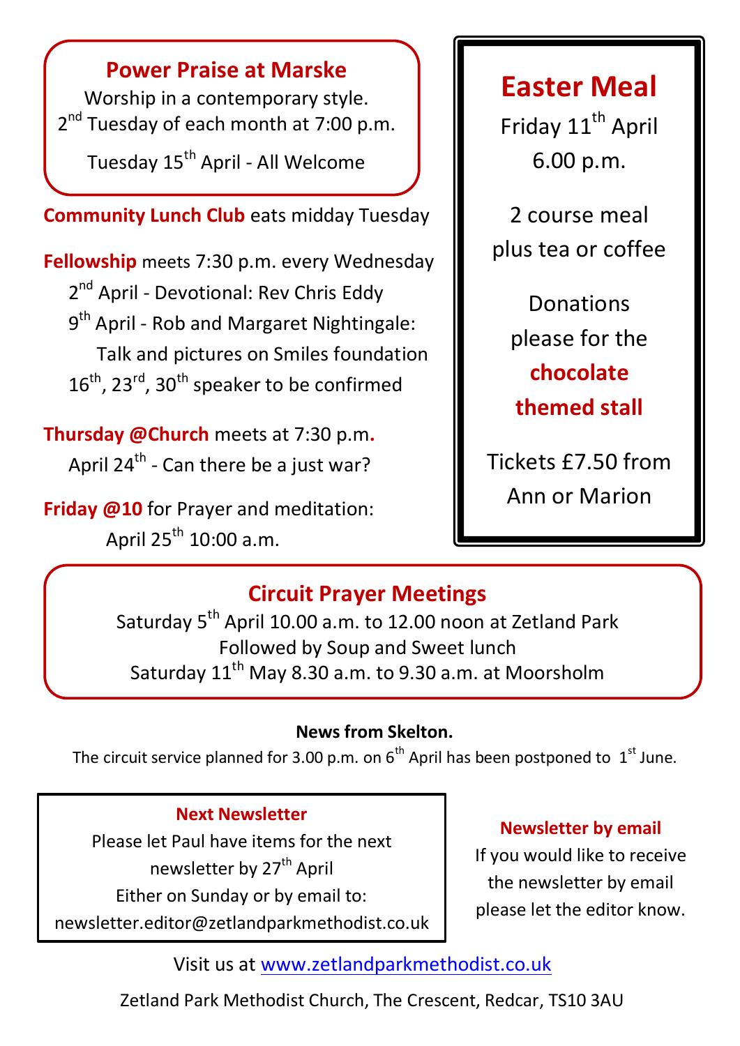## Power Praise at Marske

Worship in a contemporary style.
2nd Tuesday of each month at 7:00 p.m.

Tuesday 15th April - All Welcome

**Community Lunch Club** eats midday Tuesday

**Fellowship** meets 7:30 p.m. every Wednesday

2nd April - Devotional: Rev Chris Eddy
9th April - Rob and Margaret Nightingale:
Talk and pictures on Smiles foundation
16th, 23rd, 30th speaker to be confirmed

**Thursday @Church** meets at 7:30 p.m.

April 24th - Can there be a just war?

**Friday @10** for Prayer and meditation:

April 25th 10:00 a.m.

## Easter Meal

Friday 11th April
6.00 p.m.

2 course meal
plus tea or coffee

Donations
please for the
**chocolate themed stall**

Tickets £7.50 from
Ann or Marion

## Circuit Prayer Meetings

Saturday 5th April 10.00 a.m. to 12.00 noon at Zetland Park
Followed by Soup and Sweet lunch
Saturday 11th May 8.30 a.m. to 9.30 a.m. at Moorsholm

**News from Skelton.**

The circuit service planned for 3.00 p.m. on 6th April has been postponed to 1st June.

**Next Newsletter**

Please let Paul have items for the next newsletter by 27th April
Either on Sunday or by email to:
newsletter.editor@zetlandparkmethodist.co.uk

**Newsletter by email**

If you would like to receive the newsletter by email please let the editor know.

Visit us at www.zetlandparkmethodist.co.uk

Zetland Park Methodist Church, The Crescent, Redcar, TS10 3AU